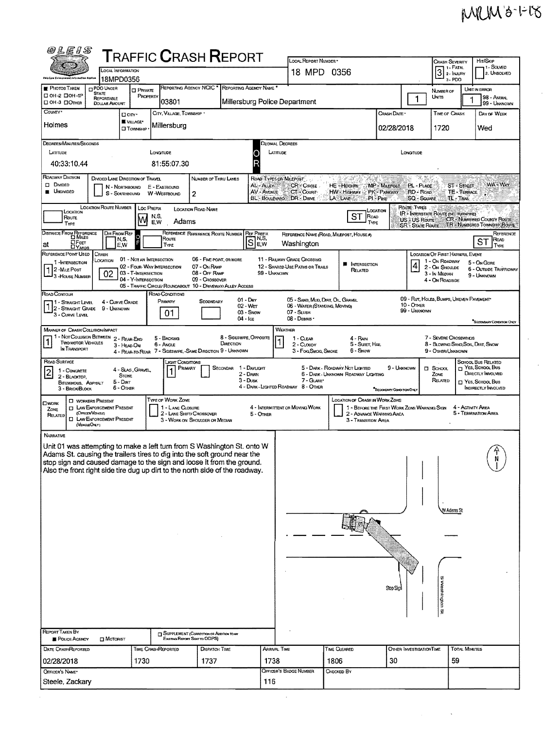MRM 3-1-18

# TRAFFIC CRASH REPORT

OLEIS — Ohio Law Enforcement Information System

| Field | Value |
|---|---|
| Local Information | 18MPD0356 |
| Local Report Number | 18 MPD 0356 |
| Crash Severity (1 - Fatal, 2 - Injury, 3 - PDO) | 3 |
| Hit/Skip (1 - Solved, 2 - Unsolved) | |
| Photos Taken | ■ |
| Reporting Agency NCIC | 03801 |
| Reporting Agency Name | Millersburg Police Department |
| Number of Units | 1 |
| Unit in Error | 1 |
| County | Holmes |
| City, Village, Township | ■ Village — Millersburg |
| Crash Date | 02/28/2018 |
| Time of Crash | 1720 |
| Day of Week | Wed |

**Degrees/Minutes/Seconds**

| Latitude | Longitude |
|---|---|
| 40:33:10.44 | 81:55:07.30 |

**Roadway Division:** ■ Undivided

**Number of Thru Lanes:** 2

**Location:** Loc Prefix: W — Location Road Name: Adams — Road Type: ST

**Distance From Reference:** at — Ref Prefix: S — Reference Name: Washington — Road Type: ST

**Reference Point Used:** 1 - Intersection

**Crash Location:** 02 - Four-Way Intersection — ■ Intersection Related

**Location of First Harmful Event:** 4 - On Roadside

**Road Contour:** 1 - Straight Level

**Road Conditions (Primary):** 01 - Dry

**Manner of Crash Collision/Impact:** 1 - Not Collision Between Two Motor Vehicles in Transport

**Weather:** 1 - Clear

**Road Surface:** 2 - Blacktop, Bituminous, Asphalt

**Light Conditions (Primary):** 1 - Daylight

**Work Zone:** (none)

## Narrative

Unit 01 was attempting to make a left turn from S Washington St. onto W Adams St. causing the trailers tires to dig into the soft ground near the stop sign and caused damage to the sign and loose it from the ground. Also the front right side tire dug up dirt to the north side of the roadway.

Diagram labels: W Adams St; S Washington St; Stop Sign; 01; N

**Report Taken By:** ■ Police Agency

| Date Crash Reported | Time Crash Reported | Dispatch Time | Arrival Time | Time Cleared | Other Investigation Time | Total Minutes |
|---|---|---|---|---|---|---|
| 02/28/2018 | 1730 | 1737 | 1738 | 1806 | 30 | 59 |

| Officer's Name | Officer's Badge Number | Checked By |
|---|---|---|
| Steele, Zackary | 116 | |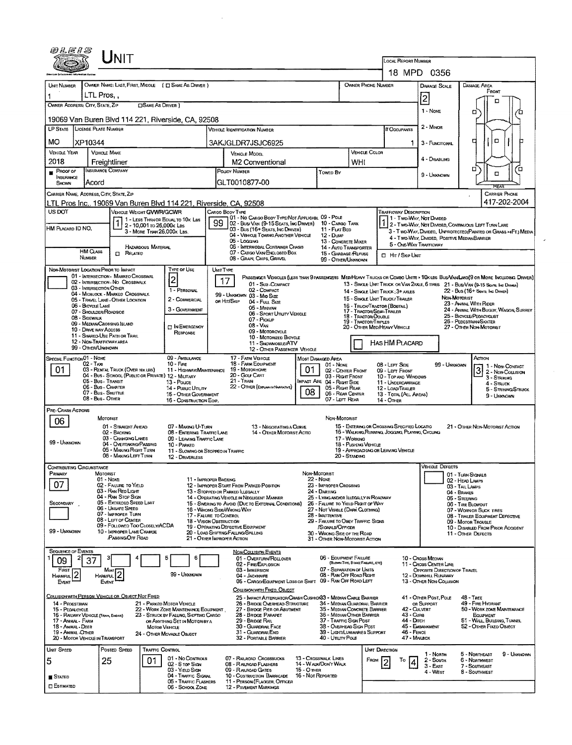# UNIT

**LOCAL REPORT NUMBER:** 18 MPD 0356

| Field | Value |
|---|---|
| UNIT NUMBER | 1 |
| OWNER NAME: LAST, FIRST, MIDDLE (☐ SAME AS DRIVER) | LTL Pros, , |
| OWNER PHONE NUMBER | |
| DAMAGE SCALE | 2 |
| OWNER ADDRESS: CITY, STATE, ZIP (☐ SAME AS DRIVER) | 19069 Van Buren Blvd 114 221, Riverside, CA, 92508 |
| LP STATE | MO |
| LICENSE PLATE NUMBER | XP10344 |
| VEHICLE IDENTIFICATION NUMBER | 3AKJGLDR7JSJC6925 |
| # OCCUPANTS | 1 |
| VEHICLE YEAR | 2018 |
| VEHICLE MAKE | Freightliner |
| VEHICLE MODEL | M2 Conventional |
| VEHICLE COLOR | WHI |
| PROOF OF INSURANCE SHOWN | ■ |
| INSURANCE COMPANY | Acord |
| POLICY NUMBER | GLT0010877-00 |
| TOWED BY | |
| CARRIER NAME, ADDRESS, CITY, STATE, ZIP | LTL Pros Inc., 19069 Van Buren Blvd 114 221, Riverside, CA, 92508 |
| CARRIER PHONE | 417-202-2004 |

Damage Scale: 1 - None, 2 - Minor, 3 - Functional, 4 - Disabling, 9 - Unknown

| Field | Value |
|---|---|
| US DOT | |
| VEHICLE WEIGHT GVWR/GCWR | 1 |
| CARGO BODY TYPE | 99 |
| TRAFFICWAY DESCRIPTION | 1 |
| HM PLACARD ID NO. | |
| HM CLASS NUMBER | |
| HAZARDOUS MATERIAL ☐ RELATED | |
| ☐ HIT / SKIP UNIT | |

Vehicle Weight GVWR/GCWR: 1 - Less than or equal to 10k lbs; 2 - 10,001 to 26,000k lbs; 3 - More than 26,000k lbs.

Cargo Body Type: 01 - No Cargo Body Type/Not Applicabl; 02 - Bus/Van (9-15 Seats, Inc Driver); 03 - Bus (16+ Seats, Inc Driver); 04 - Vehicle Towing Another Vehicle; 05 - Logging; 06 - Intermodal Container Chasis; 07 - Cargo Van/Enclosed Box; 08 - Grain, Chips, Gravel; 09 - Pole; 10 - Cargo Tank; 11 - Flat Bed; 12 - Dump; 13 - Concrete Mixer; 14 - Auto Transporter; 15 - Garbage/Refuse; 99 - Other/Unknown

Trafficway Description: 1 - Two-Way, Not Divided; 2 - Two-Way, Not Divided, Continuous Left Turn Lane; 3 - Two-Way, Divided, Unprotected (Painted or Grass >4Ft.) Media; 4 - Two-Way, Divided, Positive Median Barrier; 5 - One-Way Trafficway

| Field | Value |
|---|---|
| NON-MOTORIST LOCATION PRIOR TO IMPACT | |
| TYPE OF USE | 2 |
| ☐ IN EMERGENCY RESPONSE | |
| UNIT TYPE | 17 |
| HAS HM PLACARD | ☐ |

Non-Motorist Location Prior to Impact: 01 - Intersection - Marked Crosswalk; 02 - Intersection - No Crosswalk; 03 - Intersection Other; 04 - Midblock - Marked Crosswalk; 05 - Travel Lane - Other Location; 06 - Bicycle Lane; 07 - Shoulder/Roadside; 08 - Sidewalk; 09 - Median/Crossing Island; 10 - Drive way Access; 11 - Shared-Use Path or Trail; 12 - Non-Trafficway Area; 99 - Other/Unknown

Type of Use: 1 - Personal; 2 - Commercial; 3 - Government

Unit Type: Passenger Vehicles (less than 9 passengers): 01 - Sub-Compact; 02 - Compact; 99 - Unknown 03 - Mid Size; or Hit/Skip 04 - Full Size; 05 - Minivan; 06 - Sport Utility Vehicle; 07 - Pickup; 08 - Van; 09 - Motorcycle; 10 - Motorized Bicycle; 11 - Snowmobile/ATV; 12 - Other Passenger Vehicle. Med/Heavy Trucks or Combo Units > 10k lbs Bus/Van/Limo (9 or More Including Driver): 13 - Single Unit Truck or Van 2axle, 6 Tires; 14 - Single Unit Truck; 3+ Axles; 15 - Single Unit Truck/Trailer; 16 - Truck/Tractor (Bobtail); 17 - Tractor/Semi-Trailer; 18 - Tractor/Double; 19 - Tractor/Triples; 20 - Other Med/Heavy Vehicle; 21 - Bus/Van (9-15 Seats, Inc Driver); 22 - Bus (16+ Seats, Inc Driver). Non-Motorist: 23 - Animal With Rider; 24 - Animal With Buggy, Wagon, Surrey; 25 - Bicycle/Pedacyclist; 26 - Pedestrian/Skater; 27 - Other Non-Motorist

| Field | Value |
|---|---|
| SPECIAL FUNCTION | 01 |
| MOST DAMAGED AREA | 01 |
| IMPACT AREA | 08 |
| ACTION | 3 |

Special Function: 01 - None; 02 - Taxi; 03 - Rental Truck (Over 10k lbs); 04 - Bus - School (Public or Private); 05 - Bus - Transit; 06 - Bus - Charter; 07 - Bus - Shuttle; 08 - Bus - Other; 09 - Ambulance; 10 - Fire; 11 - Highway/Maintenance; 12 - Military; 13 - Police; 14 - Public Utility; 15 - Other Government; 16 - Construction Eqip.; 17 - Farm Vehicle; 18 - Farm Equipment; 19 - Motorhome; 20 - Golf Cart; 21 - Train; 22 - Other (Explain in Narrative)

Most Damaged Area: 01 - None; 02 - Center Front; 03 - Right Front; 04 - Right Side; 05 - Right Rear; 06 - Rear Center; 07 - Left Rear; 08 - Left Side; 09 - Left Front; 10 - Top and Windows; 11 - Undercarriage; 12 - Load/Trailer; 13 - Total (All Areas); 14 - Other; 99 - Unknown

Action: 1 - Non-Contact; 2 - Non-Collision; 3 - Striking; 4 - Struck; 5 - Striking/Struck; 9 - Unknown

**PRE-CRASH ACTIONS:** 06

Motorist: 01 - Straight Ahead; 02 - Backing; 03 - Changing Lanes; 04 - Overtaking/Passing; 05 - Making Right Turn; 06 - Making Left Turn; 07 - Making U-Turn; 08 - Entering Traffic Lane; 09 - Leaving Traffic Lane; 10 - Parked; 11 - Slowing or Stopped in Traffic; 12 - Driverless; 13 - Negotiating a Curve; 14 - Other Motorist Actio; 99 - Unknown

Non-Motorist: 15 - Entering or Crossing Specified Locatio; 16 - Walking, Running, Jogging, Playing, Cycling; 17 - Working; 18 - Pushing Vehicle; 19 - Approaching or Leaving Vehicle; 20 - Standing; 21 - Other Non-Motorist Action

**CONTRIBUTING CIRCUMSTANCE**

| Field | Value |
|---|---|
| PRIMARY | 07 |
| SECONDARY | |
| VEHICLE DEFECTS | |

Motorist: 01 - None; 02 - Failure to Yield; 03 - Ran Red Light; 04 - Ran Stop Sign; 05 - Exceeded Speed Limit; 06 - Unsafe Speed; 07 - Improper Turn; 08 - Left of Center; 09 - Followed Too Closely/ACDA; 10 - Improper Lane Change /Passing/Off Road; 11 - Improper Backing; 12 - Improper Start From Parked Position; 13 - Stopped or Parked Illegally; 14 - Operating Vehicle in Negligent Manner; 15 - Swering to Avoid (Due to External Conditions); 16 - Wrong Side/Wrong Way; 17 - Failure to Control; 18 - Vision Obstruction; 19 - Operating Defective Equipment; 20 - Load Shifting/Falling/Spilling; 21 - Other Improper Action; 99 - Unknown

Non-Motorist: 22 - None; 23 - Improper Crossing; 24 - Darting; 25 - Lying and/or Illegally in Roadway; 26 - Failure to Yield Right of Way; 27 - Not Visible (Dark Clothing); 28 - Inattentive; 29 - Failure to Obey Traffic Signs /Signals/Officer; 30 - Wrong Side of the Road; 31 - Other Non-Motorist Action

Vehicle Defects: 01 - Turn Signals; 02 - Head Lamps; 03 - Tail Lamps; 04 - Brakes; 05 - Steering; 06 - Tire Blowout; 07 - Worn or Slick Tires; 08 - Trailer Equipment Defective; 09 - Motor Trouble; 10 - Disabled From Prior Accident; 11 - Other Defects

**SEQUENCE OF EVENTS**

| 1 | 2 | 3 | 4 | 5 | 6 |
|---|---|---|---|---|---|
| 09 | 37 | | | | |

| Field | Value |
|---|---|
| FIRST HARMFUL EVENT | 2 |
| MOST HARMFUL EVENT | 2 |

99 - Unknown

Non-Collision Events: 01 - Overturn/Rollover; 02 - Fire/Explosion; 03 - Immersion; 04 - Jackknife; 05 - Cargo/Equipment Loss or Shift; 06 - Equipment Failure (Blown Tire, Brake Failure, etc); 07 - Separation of Units; 08 - Ran Off Road Right; 09 - Ran Off Road Left; 10 - Cross Median; 11 - Cross Center Line Opposite Direction of Travel; 12 - Downhill Runaway; 13 - Other Non-Collision

Collision with Person, Vehicle or Object Not Fixed: 14 - Pedestrian; 15 - Pedalcycle; 16 - Railway Vehicle (Train, Engine); 17 - Animal - Farm; 18 - Animal - Deer; 19 - Animal - Other; 20 - Motor Vehicle in Transport; 21 - Parked Motor Vehicle; 22 - Work Zone Maintenance Equipment; 23 - Struck by Falling, Shifting Cargo or Anything Set in Motion by a Motor Vehicle; 24 - Other Movable Object

Collision with Fixed, Object: 25 - Impact Attenuator/Crash Cushion; 26 - Bridge Overhead Structure; 27 - Bridge Pier or Abutment; 28 - Bridge Parapet; 29 - Bridge Rail; 30 - Guardrail Face; 31 - Guardrail End; 32 - Portable Barrier; 33 - Median Cable Barrier; 34 - Median Guardrail Barrier; 35 - Median Concrete Barrier; 36 - Median Other Barrier; 37 - Traffic Sign Post; 38 - Overhead Sign Post; 39 - Light/Luminaries Support; 40 - Utility Pole; 41 - Other Post, Pole or Support; 42 - Culvert; 43 - Curb; 44 - Ditch; 45 - Embankment; 46 - Fence; 47 - Mailbox; 48 - Tree; 49 - Fire Hydrant; 50 - Work Zone Maintenance Equipment; 51 - Wall, Building, Tunnel; 52 - Other Fixed Object

| Field | Value |
|---|---|
| UNIT SPEED | 5 |
| POSTED SPEED | 25 |
| TRAFFIC CONTROL | 01 |
| UNIT DIRECTION FROM | 2 |
| UNIT DIRECTION TO | 4 |
| ■ STATED / ☐ ESTIMATED | Stated |

Traffic Control: 01 - No Controls; 02 - Stop Sign; 03 - Yield Sign; 04 - Traffic Signal; 05 - Traffic Flashers; 06 - School Zone; 07 - Railroad Crossbucks; 08 - Railroad Flashers; 09 - Railroad Gates; 10 - Costruction Barricade; 11 - Person (Flagger, Officer); 12 - Pavement Markings; 13 - Crosswalk Lines; 14 - Walk/Don't Walk; 15 - Other; 16 - Not Reported

Unit Direction: 1 - North; 2 - South; 3 - East; 4 - West; 5 - Northeast; 6 - Northwest; 7 - Southeast; 8 - Southwest; 9 - Unknown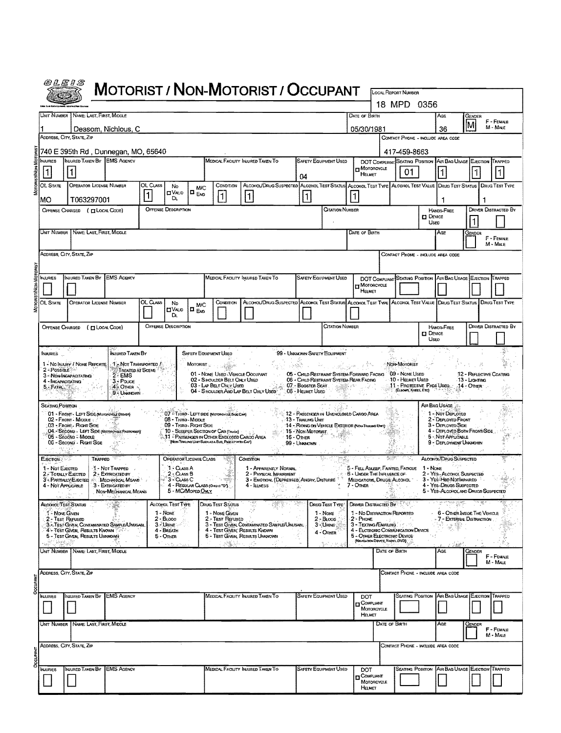# MOTORIST / NON-MOTORIST / OCCUPANT

OLEIS

**Local Report Number:** 18 MPD 0356

## Motorist/Non-Motorist

| Unit Number | Name: Last, First, Middle | Date of Birth | Age | Gender |
|---|---|---|---|---|
| 1 | Deasom, Nichlous, C | 05/30/1981 | 36 | M |

| Address, City, State, Zip | Contact Phone - Include Area Code |
|---|---|
| 740 E 395th Rd , Dunnegan, MO, 65640 | 417-459-8663 |

| Injuries | Injured Taken By | EMS Agency | Medical Facility Injured Taken To | Safety Equipment Used | DOT Compliant Motorcycle Helmet | Seating Position | Air Bag Usage | Ejection | Trapped |
|---|---|---|---|---|---|---|---|---|---|
| 1 | 1 | | | 04 | | 01 | 1 | 1 | 1 |

| OL State | Operator License Number | OL Class | No Valid DL | M/C End | Condition | Alcohol/Drug Suspected | Alcohol Test Status | Alcohol Test Type | Alcohol Test Value | Drug Test Status | Drug Test Type |
|---|---|---|---|---|---|---|---|---|---|---|---|
| MO | T063297001 | 1 | | | 1 | 1 | 1 | 1 | | 1 | 1 |

| Offense Charged ( Local Code) | Offense Description | Citation Number | Hands-Free Device Used | Driver Distracted By |
|---|---|---|---|---|
| | | | | 1 |

## Motorist/Non-Motorist

| Unit Number | Name: Last, First, Middle | Date of Birth | Age | Gender (F - Female, M - Male) |
|---|---|---|---|---|
| | | | | |

| Address, City, State, Zip | Contact Phone - Include Area Code |
|---|---|
| | |

| Injuries | Injured Taken By | EMS Agency | Medical Facility Injured Taken To | Safety Equipment Used | DOT Compliant Motorcycle Helmet | Seating Position | Air Bag Usage | Ejection | Trapped |
|---|---|---|---|---|---|---|---|---|---|
| | | | | | | | | | |

| OL State | Operator License Number | OL Class | No Valid DL | M/C End | Condition | Alcohol/Drug Suspected | Alcohol Test Status | Alcohol Test Type | Alcohol Test Value | Drug Test Status | Drug Test Type |
|---|---|---|---|---|---|---|---|---|---|---|---|
| | | | | | | | | | | | |

| Offense Charged ( Local Code) | Offense Description | Citation Number | Hands-Free Device Used | Driver Distracted By |
|---|---|---|---|---|
| | | | | |

## Codes

**Injuries**
1 - No Injury / None Reported
2 - Possible
3 - Non-Incapacitating
4 - Incapacitating
5 - Fatal

**Injured Taken By**
1 - Not Transported / Treated at Scene
2 - EMS
3 - Police
4 - Other
9 - Unknown

**Safety Equipment Used**
99 - Unknown Safety Equipment

Motorist
01 - None Used - Vehicle Occupant
02 - Shoulder Belt Only Used
03 - Lap Belt Only Used
04 - Shoulder And Lap Belt Only Used
05 - Child Restraint System-Forward Facing
06 - Child Restraint System-Rear Facing
07 - Booster Seat
08 - Helmet Used

Non-Motorist
09 - None Used
10 - Helmet Used
11 - Protective Pads Used (Elbows, Knees, Etc)
12 - Reflective Coating
13 - Lighting
14 - Other

**Seating Position**
01 - Front - Left Side (Motorcycle Driver)
02 - Front - Middle
03 - Front - Right Side
04 - Second - Left Side (Motorcycle Passenger)
05 - Second - Middle
06 - Second - Right Side
07 - Third - Left Side (Motorcycle Side Car)
08 - Third - Middle
09 - Third - Right Side
10 - Sleeper Section of Cab (Truck)
11 - Passenger in Other Enclosed Cargo Area (Non-Trailing Unit Such as a Bus, Pick-up with Cap)
12 - Passenger in Unenclosed Cargo Area
13 - Trailing Unit
14 - Riding on Vehicle Exterior (Non-Trailing Unit)
15 - Non-Motorist
16 - Other
99 - Unknown

**Air Bag Usage**
1 - Not Deployed
2 - Deployed Front
3 - Deployed Side
4 - Deployed Both Front/Side
5 - Not Applicable
9 - Deployment Unknown

**Ejection**
1 - Not Ejected
2 - Totally Ejected
3 - Partially Ejected
4 - Not Applicable

**Trapped**
1 - Not Trapped
2 - Extricated by Mechanical Means
3 - Extricated by Non-Mechanical Means

**Operator License Class**
1 - Class A
2 - Class B
3 - Class C
4 - Regular Class (Ohio is "D")
5 - M/C Moped Only

**Condition**
1 - Apparently Normal
2 - Physical Impairment
3 - Emotion (Depressed, Angry, Disturbed)
4 - Illness
5 - Fell Asleep, Fainted, Fatigue
6 - Under the Influence of Medications, Drugs, Alcohol
7 - Other

**Alcohol/Drug Suspected**
1 - None
2 - Yes - Alcohol Suspected
3 - Yes - HBD Not Impaired
4 - Yes - Drugs Suspected
5 - Yes - Alcohol and Drugs Suspected

**Alcohol Test Status**
1 - None Given
2 - Test Refused
3 - Test Given, Contaminated Sample/Unusabl
4 - Test Given, Results Known
5 - Test Given, Results Unknown

**Alcohol Test Type**
1 - None
2 - Blood
3 - Urine
4 - Breath
5 - Other

**Drug Test Status**
1 - None Given
2 - Test Refused
3 - Test Given, Contaminated Sample/Unusabl
4 - Test Given, Results Known
5 - Test Given, Results Unknown

**Drug Test Type**
1 - None
2 - Blood
3 - Urine
4 - Other

**Driver Distracted By**
1 - No Distraction Reported
2 - Phone
3 - Texting/Emailing
4 - Electronic Communication Device
5 - Other Electronic Device (Navigation Device, Radio, DVD)
6 - Other Inside the Vehicle
7 - External Distraction

## Occupant

| Unit Number | Name: Last, First, Middle | Date of Birth | Age | Gender (F - Female, M - Male) |
|---|---|---|---|---|
| | | | | |

| Address, City, State, Zip | Contact Phone - Include Area Code |
|---|---|
| | |

| Injuries | Injured Taken By | EMS Agency | Medical Facility Injured Taken To | Safety Equipment Used | DOT Compliant Motorcycle Helmet | Seating Position | Air Bag Usage | Ejection | Trapped |
|---|---|---|---|---|---|---|---|---|---|
| | | | | | | | | | |

## Occupant

| Unit Number | Name: Last, First, Middle | Date of Birth | Age | Gender (F - Female, M - Male) |
|---|---|---|---|---|
| | | | | |

| Address, City, State, Zip | Contact Phone - Include Area Code |
|---|---|
| | |

| Injuries | Injured Taken By | EMS Agency | Medical Facility Injured Taken To | Safety Equipment Used | DOT Compliant Motorcycle Helmet | Seating Position | Air Bag Usage | Ejection | Trapped |
|---|---|---|---|---|---|---|---|---|---|
| | | | | | | | | | |